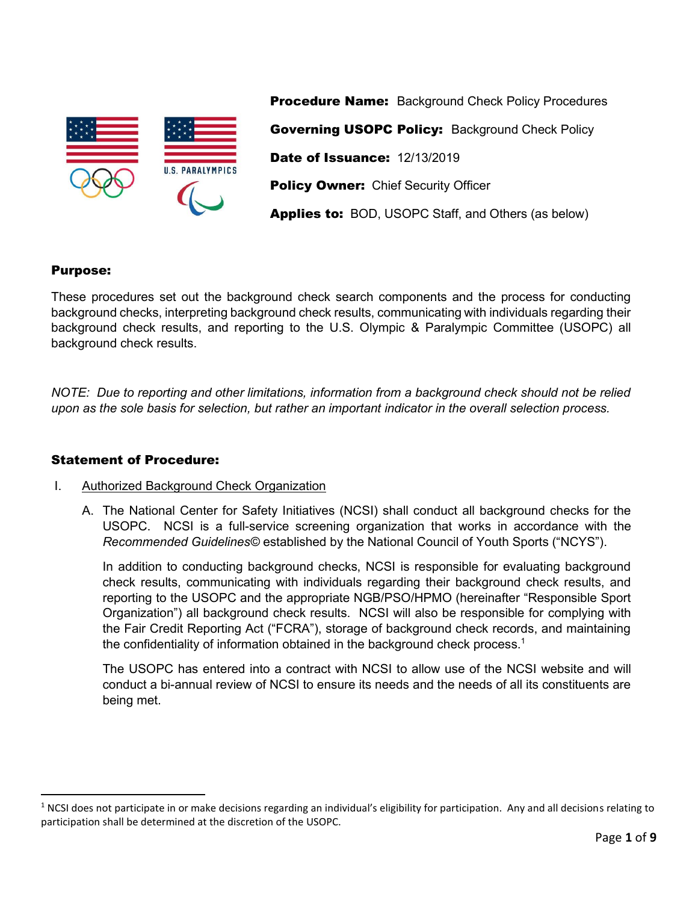**Procedure Name:** Background Check Policy Procedures

**Governing USOPC Policy:** Background Check Policy

**Date of Issuance:** 12/13/2019

**Policy Owner:** Chief Security Officer

**Applies to:** BOD, USOPC Staff, and Others (as below)

**Purpose:**

These procedures set out the background check search components and the process for conducting background checks, interpreting background check results, communicating with individuals regarding their background check results, and reporting to the U.S. Olympic & Paralympic Committee (USOPC) all background check results.

*NOTE: Due to reporting and other limitations, information from a background check should not be relied upon as the sole basis for selection, but rather an important indicator in the overall selection process.*

**Statement of Procedure:**

I. Authorized Background Check Organization

A. The National Center for Safety Initiatives (NCSI) shall conduct all background checks for the USOPC. NCSI is a full-service screening organization that works in accordance with the *Recommended Guidelines©* established by the National Council of Youth Sports ("NCYS").

In addition to conducting background checks, NCSI is responsible for evaluating background check results, communicating with individuals regarding their background check results, and reporting to the USOPC and the appropriate NGB/PSO/HPMO (hereinafter "Responsible Sport Organization") all background check results. NCSI will also be responsible for complying with the Fair Credit Reporting Act ("FCRA"), storage of background check records, and maintaining the confidentiality of information obtained in the background check process.[1]

The USOPC has entered into a contract with NCSI to allow use of the NCSI website and will conduct a bi-annual review of NCSI to ensure its needs and the needs of all its constituents are being met.

[1] NCSI does not participate in or make decisions regarding an individual's eligibility for participation. Any and all decisions relating to participation shall be determined at the discretion of the USOPC.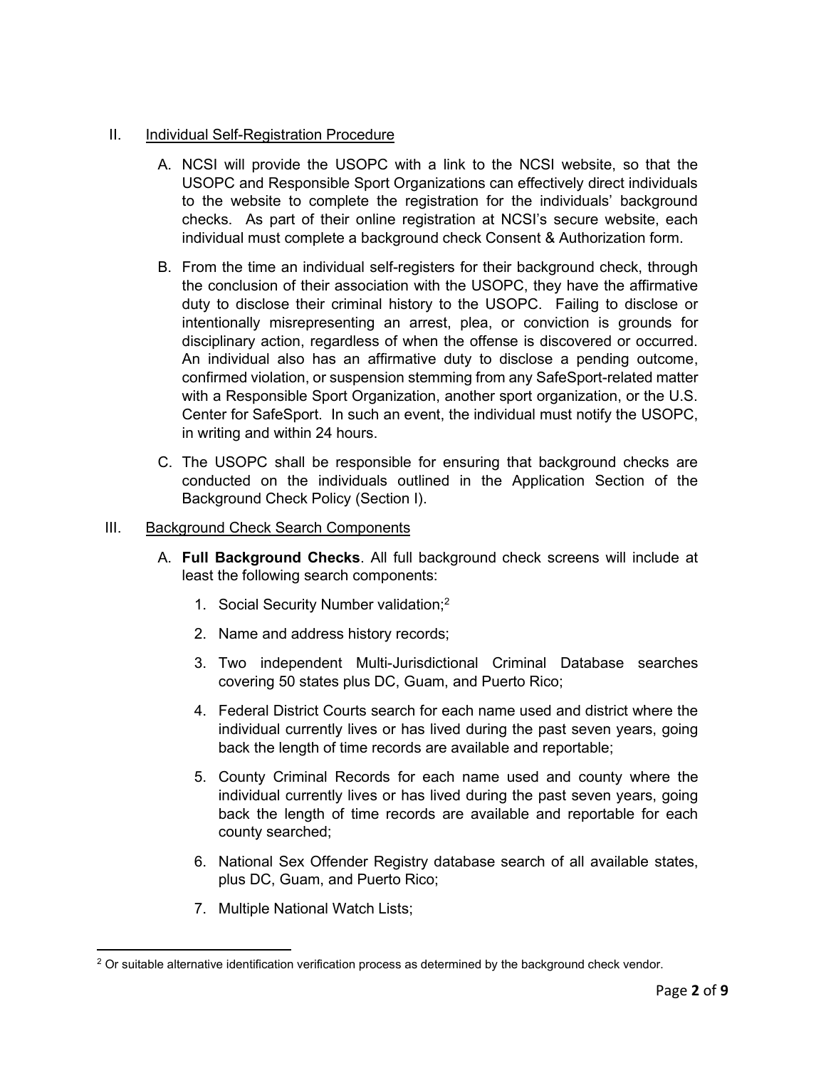## II. Individual Self-Registration Procedure

A. NCSI will provide the USOPC with a link to the NCSI website, so that the USOPC and Responsible Sport Organizations can effectively direct individuals to the website to complete the registration for the individuals' background checks. As part of their online registration at NCSI's secure website, each individual must complete a background check Consent & Authorization form.

B. From the time an individual self-registers for their background check, through the conclusion of their association with the USOPC, they have the affirmative duty to disclose their criminal history to the USOPC. Failing to disclose or intentionally misrepresenting an arrest, plea, or conviction is grounds for disciplinary action, regardless of when the offense is discovered or occurred. An individual also has an affirmative duty to disclose a pending outcome, confirmed violation, or suspension stemming from any SafeSport-related matter with a Responsible Sport Organization, another sport organization, or the U.S. Center for SafeSport. In such an event, the individual must notify the USOPC, in writing and within 24 hours.

C. The USOPC shall be responsible for ensuring that background checks are conducted on the individuals outlined in the Application Section of the Background Check Policy (Section I).

## III. Background Check Search Components

A. **Full Background Checks**. All full background check screens will include at least the following search components:

1. Social Security Number validation;[2]
2. Name and address history records;
3. Two independent Multi-Jurisdictional Criminal Database searches covering 50 states plus DC, Guam, and Puerto Rico;
4. Federal District Courts search for each name used and district where the individual currently lives or has lived during the past seven years, going back the length of time records are available and reportable;
5. County Criminal Records for each name used and county where the individual currently lives or has lived during the past seven years, going back the length of time records are available and reportable for each county searched;
6. National Sex Offender Registry database search of all available states, plus DC, Guam, and Puerto Rico;
7. Multiple National Watch Lists;

[2] Or suitable alternative identification verification process as determined by the background check vendor.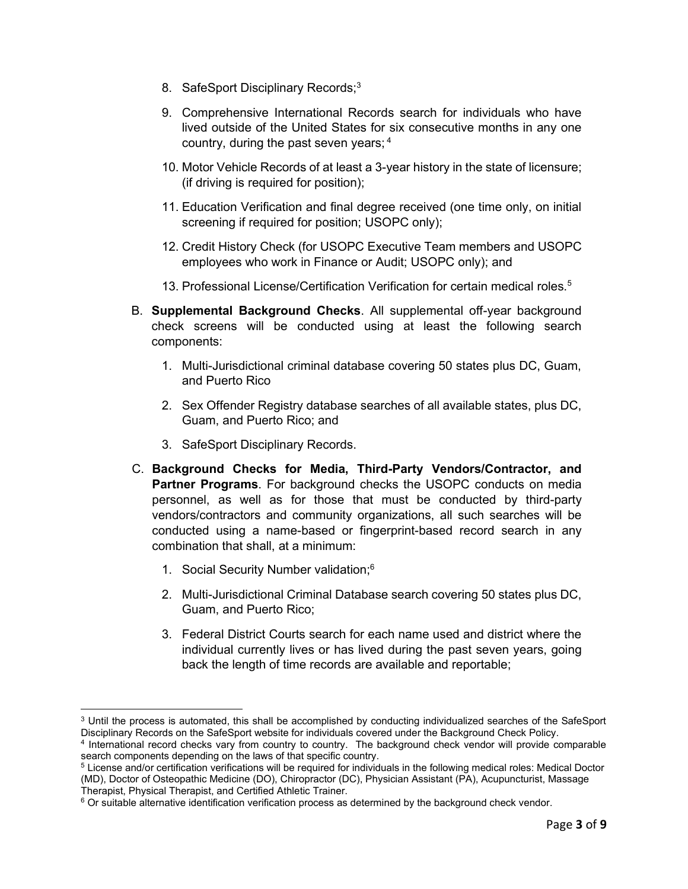8. SafeSport Disciplinary Records;[3]

9. Comprehensive International Records search for individuals who have lived outside of the United States for six consecutive months in any one country, during the past seven years;[4]

10. Motor Vehicle Records of at least a 3-year history in the state of licensure; (if driving is required for position);

11. Education Verification and final degree received (one time only, on initial screening if required for position; USOPC only);

12. Credit History Check (for USOPC Executive Team members and USOPC employees who work in Finance or Audit; USOPC only); and

13. Professional License/Certification Verification for certain medical roles.[5]

B. **Supplemental Background Checks**. All supplemental off-year background check screens will be conducted using at least the following search components:

   1. Multi-Jurisdictional criminal database covering 50 states plus DC, Guam, and Puerto Rico

   2. Sex Offender Registry database searches of all available states, plus DC, Guam, and Puerto Rico; and

   3. SafeSport Disciplinary Records.

C. **Background Checks for Media, Third-Party Vendors/Contractor, and Partner Programs**. For background checks the USOPC conducts on media personnel, as well as for those that must be conducted by third-party vendors/contractors and community organizations, all such searches will be conducted using a name-based or fingerprint-based record search in any combination that shall, at a minimum:

   1. Social Security Number validation;[6]

   2. Multi-Jurisdictional Criminal Database search covering 50 states plus DC, Guam, and Puerto Rico;

   3. Federal District Courts search for each name used and district where the individual currently lives or has lived during the past seven years, going back the length of time records are available and reportable;

---

[3] Until the process is automated, this shall be accomplished by conducting individualized searches of the SafeSport Disciplinary Records on the SafeSport website for individuals covered under the Background Check Policy.

[4] International record checks vary from country to country. The background check vendor will provide comparable search components depending on the laws of that specific country.

[5] License and/or certification verifications will be required for individuals in the following medical roles: Medical Doctor (MD), Doctor of Osteopathic Medicine (DO), Chiropractor (DC), Physician Assistant (PA), Acupuncturist, Massage Therapist, Physical Therapist, and Certified Athletic Trainer.

[6] Or suitable alternative identification verification process as determined by the background check vendor.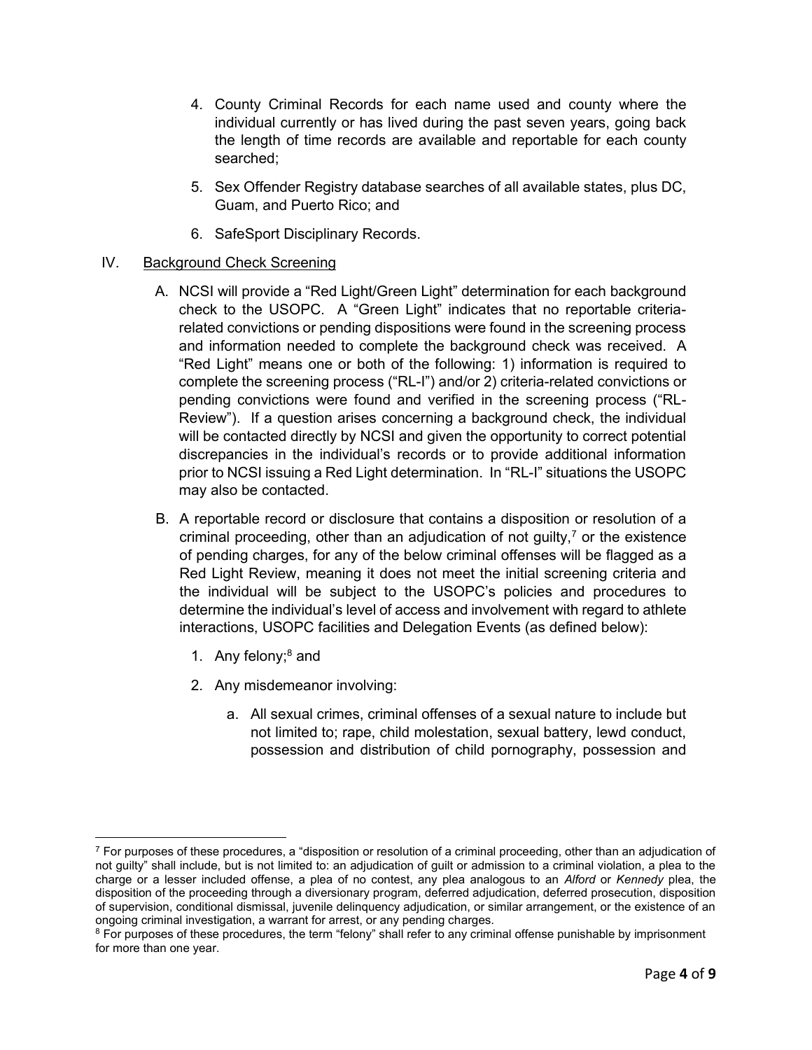4. County Criminal Records for each name used and county where the individual currently or has lived during the past seven years, going back the length of time records are available and reportable for each county searched;

5. Sex Offender Registry database searches of all available states, plus DC, Guam, and Puerto Rico; and

6. SafeSport Disciplinary Records.

IV. <u>Background Check Screening</u>

A. NCSI will provide a "Red Light/Green Light" determination for each background check to the USOPC. A "Green Light" indicates that no reportable criteria-related convictions or pending dispositions were found in the screening process and information needed to complete the background check was received. A "Red Light" means one or both of the following: 1) information is required to complete the screening process ("RL-I") and/or 2) criteria-related convictions or pending convictions were found and verified in the screening process ("RL-Review"). If a question arises concerning a background check, the individual will be contacted directly by NCSI and given the opportunity to correct potential discrepancies in the individual's records or to provide additional information prior to NCSI issuing a Red Light determination. In "RL-I" situations the USOPC may also be contacted.

B. A reportable record or disclosure that contains a disposition or resolution of a criminal proceeding, other than an adjudication of not guilty,[7] or the existence of pending charges, for any of the below criminal offenses will be flagged as a Red Light Review, meaning it does not meet the initial screening criteria and the individual will be subject to the USOPC's policies and procedures to determine the individual's level of access and involvement with regard to athlete interactions, USOPC facilities and Delegation Events (as defined below):

   1. Any felony;[8] and

   2. Any misdemeanor involving:

      a. All sexual crimes, criminal offenses of a sexual nature to include but not limited to; rape, child molestation, sexual battery, lewd conduct, possession and distribution of child pornography, possession and

---

[7] For purposes of these procedures, a "disposition or resolution of a criminal proceeding, other than an adjudication of not guilty" shall include, but is not limited to: an adjudication of guilt or admission to a criminal violation, a plea to the charge or a lesser included offense, a plea of no contest, any plea analogous to an *Alford* or *Kennedy* plea, the disposition of the proceeding through a diversionary program, deferred adjudication, deferred prosecution, disposition of supervision, conditional dismissal, juvenile delinquency adjudication, or similar arrangement, or the existence of an ongoing criminal investigation, a warrant for arrest, or any pending charges.

[8] For purposes of these procedures, the term "felony" shall refer to any criminal offense punishable by imprisonment for more than one year.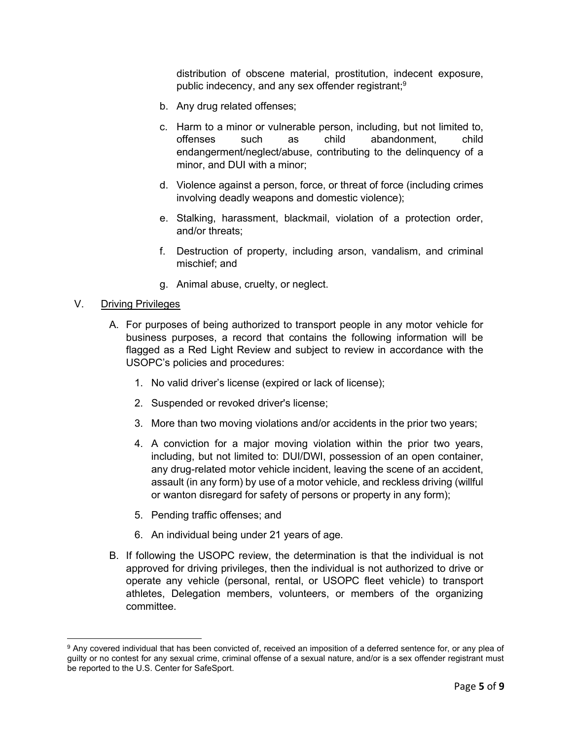distribution of obscene material, prostitution, indecent exposure, public indecency, and any sex offender registrant;[9]

b. Any drug related offenses;

c. Harm to a minor or vulnerable person, including, but not limited to, offenses such as child abandonment, child endangerment/neglect/abuse, contributing to the delinquency of a minor, and DUI with a minor;

d. Violence against a person, force, or threat of force (including crimes involving deadly weapons and domestic violence);

e. Stalking, harassment, blackmail, violation of a protection order, and/or threats;

f. Destruction of property, including arson, vandalism, and criminal mischief; and

g. Animal abuse, cruelty, or neglect.

V. <u>Driving Privileges</u>

A. For purposes of being authorized to transport people in any motor vehicle for business purposes, a record that contains the following information will be flagged as a Red Light Review and subject to review in accordance with the USOPC's policies and procedures:

1. No valid driver's license (expired or lack of license);

2. Suspended or revoked driver's license;

3. More than two moving violations and/or accidents in the prior two years;

4. A conviction for a major moving violation within the prior two years, including, but not limited to: DUI/DWI, possession of an open container, any drug-related motor vehicle incident, leaving the scene of an accident, assault (in any form) by use of a motor vehicle, and reckless driving (willful or wanton disregard for safety of persons or property in any form);

5. Pending traffic offenses; and

6. An individual being under 21 years of age.

B. If following the USOPC review, the determination is that the individual is not approved for driving privileges, then the individual is not authorized to drive or operate any vehicle (personal, rental, or USOPC fleet vehicle) to transport athletes, Delegation members, volunteers, or members of the organizing committee.

---

[9] Any covered individual that has been convicted of, received an imposition of a deferred sentence for, or any plea of guilty or no contest for any sexual crime, criminal offense of a sexual nature, and/or is a sex offender registrant must be reported to the U.S. Center for SafeSport.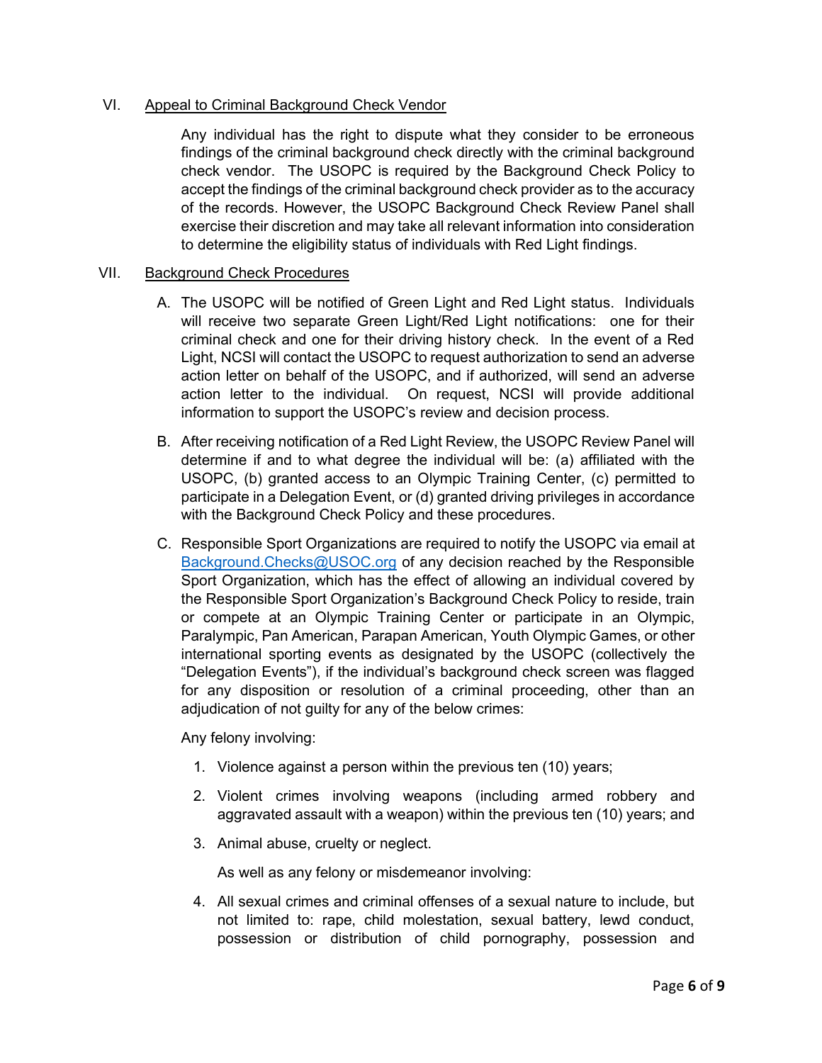## VI. Appeal to Criminal Background Check Vendor

Any individual has the right to dispute what they consider to be erroneous findings of the criminal background check directly with the criminal background check vendor. The USOPC is required by the Background Check Policy to accept the findings of the criminal background check provider as to the accuracy of the records. However, the USOPC Background Check Review Panel shall exercise their discretion and may take all relevant information into consideration to determine the eligibility status of individuals with Red Light findings.

## VII. Background Check Procedures

A. The USOPC will be notified of Green Light and Red Light status. Individuals will receive two separate Green Light/Red Light notifications: one for their criminal check and one for their driving history check. In the event of a Red Light, NCSI will contact the USOPC to request authorization to send an adverse action letter on behalf of the USOPC, and if authorized, will send an adverse action letter to the individual. On request, NCSI will provide additional information to support the USOPC's review and decision process.

B. After receiving notification of a Red Light Review, the USOPC Review Panel will determine if and to what degree the individual will be: (a) affiliated with the USOPC, (b) granted access to an Olympic Training Center, (c) permitted to participate in a Delegation Event, or (d) granted driving privileges in accordance with the Background Check Policy and these procedures.

C. Responsible Sport Organizations are required to notify the USOPC via email at [Background.Checks@USOC.org](mailto:Background.Checks@USOC.org) of any decision reached by the Responsible Sport Organization, which has the effect of allowing an individual covered by the Responsible Sport Organization's Background Check Policy to reside, train or compete at an Olympic Training Center or participate in an Olympic, Paralympic, Pan American, Parapan American, Youth Olympic Games, or other international sporting events as designated by the USOPC (collectively the "Delegation Events"), if the individual's background check screen was flagged for any disposition or resolution of a criminal proceeding, other than an adjudication of not guilty for any of the below crimes:

   Any felony involving:

   1. Violence against a person within the previous ten (10) years;
   2. Violent crimes involving weapons (including armed robbery and aggravated assault with a weapon) within the previous ten (10) years; and
   3. Animal abuse, cruelty or neglect.

      As well as any felony or misdemeanor involving:

   4. All sexual crimes and criminal offenses of a sexual nature to include, but not limited to: rape, child molestation, sexual battery, lewd conduct, possession or distribution of child pornography, possession and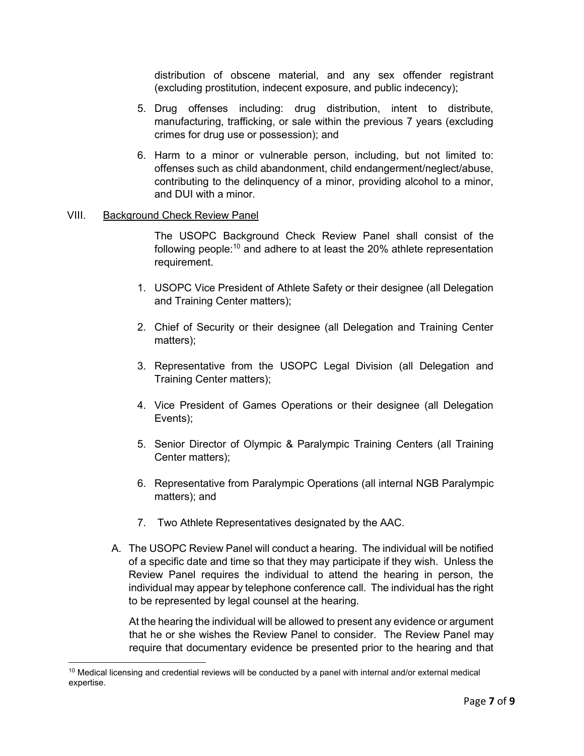distribution of obscene material, and any sex offender registrant (excluding prostitution, indecent exposure, and public indecency);

5. Drug offenses including: drug distribution, intent to distribute, manufacturing, trafficking, or sale within the previous 7 years (excluding crimes for drug use or possession); and
6. Harm to a minor or vulnerable person, including, but not limited to: offenses such as child abandonment, child endangerment/neglect/abuse, contributing to the delinquency of a minor, providing alcohol to a minor, and DUI with a minor.

## VIII. Background Check Review Panel

The USOPC Background Check Review Panel shall consist of the following people:[10] and adhere to at least the 20% athlete representation requirement.

1. USOPC Vice President of Athlete Safety or their designee (all Delegation and Training Center matters);
2. Chief of Security or their designee (all Delegation and Training Center matters);
3. Representative from the USOPC Legal Division (all Delegation and Training Center matters);
4. Vice President of Games Operations or their designee (all Delegation Events);
5. Senior Director of Olympic & Paralympic Training Centers (all Training Center matters);
6. Representative from Paralympic Operations (all internal NGB Paralympic matters); and
7. Two Athlete Representatives designated by the AAC.

A. The USOPC Review Panel will conduct a hearing. The individual will be notified of a specific date and time so that they may participate if they wish. Unless the Review Panel requires the individual to attend the hearing in person, the individual may appear by telephone conference call. The individual has the right to be represented by legal counsel at the hearing.

At the hearing the individual will be allowed to present any evidence or argument that he or she wishes the Review Panel to consider. The Review Panel may require that documentary evidence be presented prior to the hearing and that

[10] Medical licensing and credential reviews will be conducted by a panel with internal and/or external medical expertise.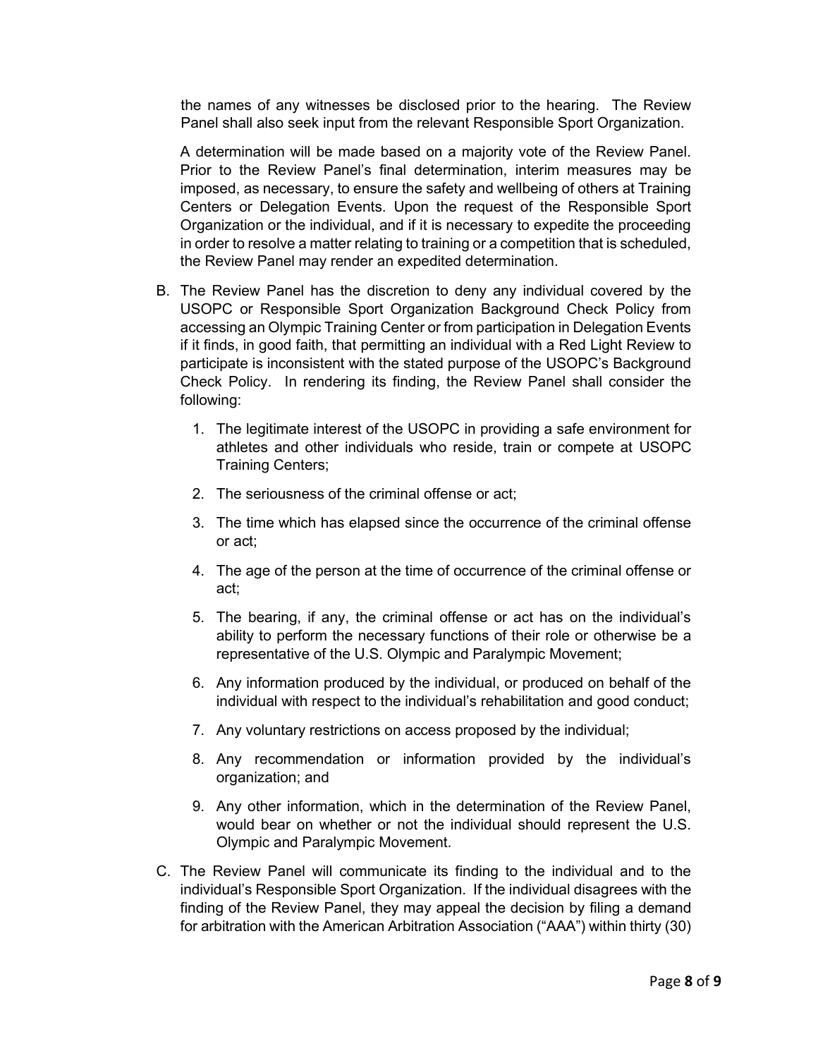the names of any witnesses be disclosed prior to the hearing. The Review Panel shall also seek input from the relevant Responsible Sport Organization.

A determination will be made based on a majority vote of the Review Panel. Prior to the Review Panel's final determination, interim measures may be imposed, as necessary, to ensure the safety and wellbeing of others at Training Centers or Delegation Events. Upon the request of the Responsible Sport Organization or the individual, and if it is necessary to expedite the proceeding in order to resolve a matter relating to training or a competition that is scheduled, the Review Panel may render an expedited determination.

B. The Review Panel has the discretion to deny any individual covered by the USOPC or Responsible Sport Organization Background Check Policy from accessing an Olympic Training Center or from participation in Delegation Events if it finds, in good faith, that permitting an individual with a Red Light Review to participate is inconsistent with the stated purpose of the USOPC's Background Check Policy. In rendering its finding, the Review Panel shall consider the following:

   1. The legitimate interest of the USOPC in providing a safe environment for athletes and other individuals who reside, train or compete at USOPC Training Centers;
   2. The seriousness of the criminal offense or act;
   3. The time which has elapsed since the occurrence of the criminal offense or act;
   4. The age of the person at the time of occurrence of the criminal offense or act;
   5. The bearing, if any, the criminal offense or act has on the individual's ability to perform the necessary functions of their role or otherwise be a representative of the U.S. Olympic and Paralympic Movement;
   6. Any information produced by the individual, or produced on behalf of the individual with respect to the individual's rehabilitation and good conduct;
   7. Any voluntary restrictions on access proposed by the individual;
   8. Any recommendation or information provided by the individual's organization; and
   9. Any other information, which in the determination of the Review Panel, would bear on whether or not the individual should represent the U.S. Olympic and Paralympic Movement.

C. The Review Panel will communicate its finding to the individual and to the individual's Responsible Sport Organization. If the individual disagrees with the finding of the Review Panel, they may appeal the decision by filing a demand for arbitration with the American Arbitration Association ("AAA") within thirty (30)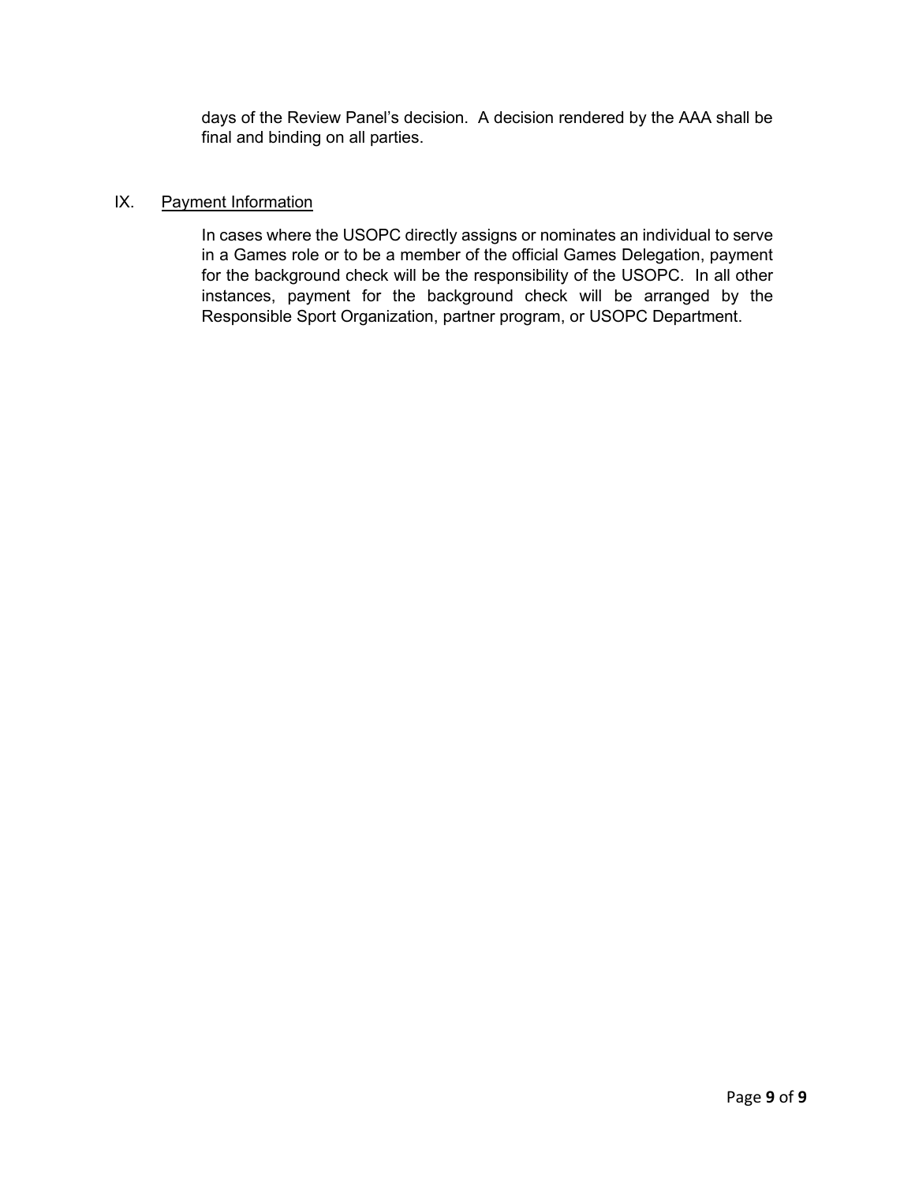days of the Review Panel's decision. A decision rendered by the AAA shall be final and binding on all parties.

## IX. Payment Information

In cases where the USOPC directly assigns or nominates an individual to serve in a Games role or to be a member of the official Games Delegation, payment for the background check will be the responsibility of the USOPC. In all other instances, payment for the background check will be arranged by the Responsible Sport Organization, partner program, or USOPC Department.